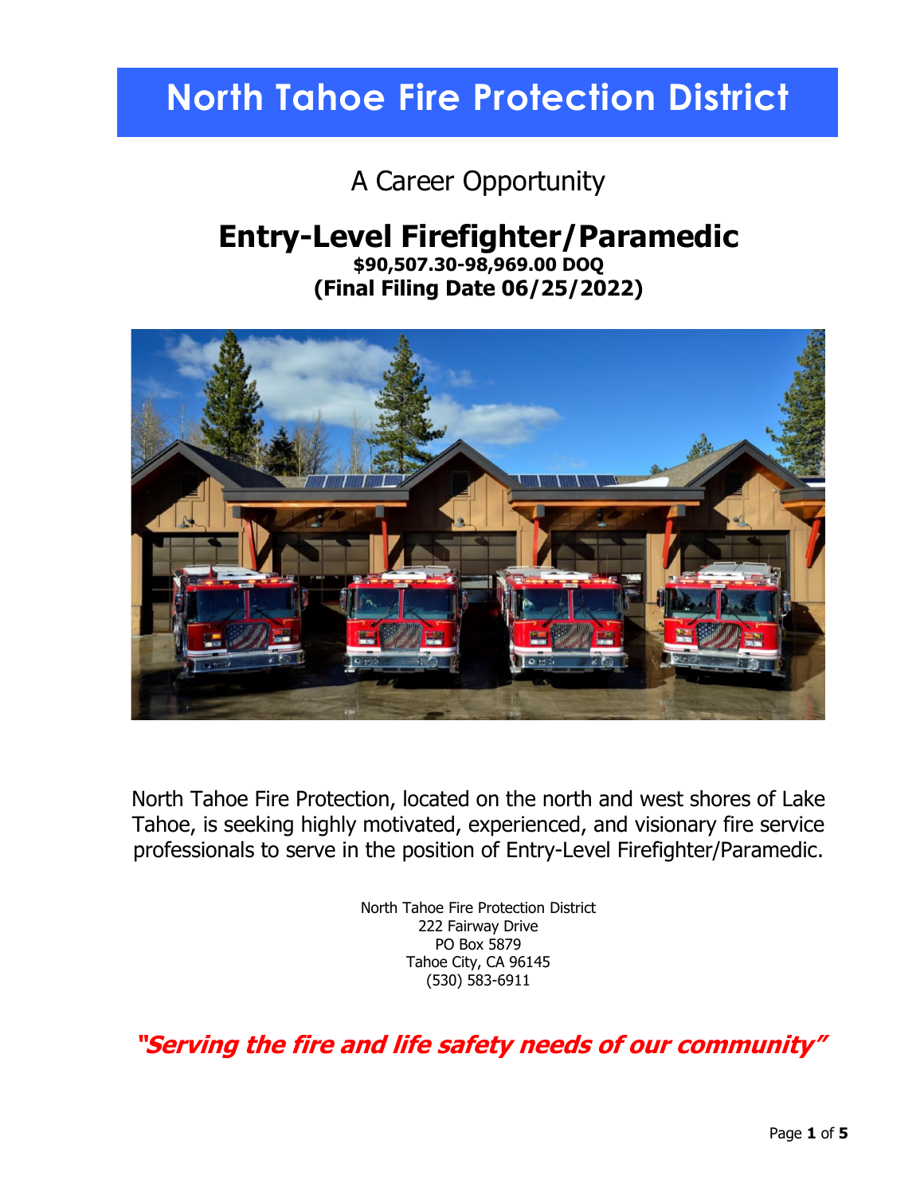# North Tahoe Fire Protection District

A Career Opportunity

## Entry-Level Firefighter/Paramedic

**$90,507.30-98,969.00 DOQ**

**(Final Filing Date 06/25/2022)**

North Tahoe Fire Protection, located on the north and west shores of Lake Tahoe, is seeking highly motivated, experienced, and visionary fire service professionals to serve in the position of Entry-Level Firefighter/Paramedic.

North Tahoe Fire Protection District
222 Fairway Drive
PO Box 5879
Tahoe City, CA 96145
(530) 583-6911

***"Serving the fire and life safety needs of our community"***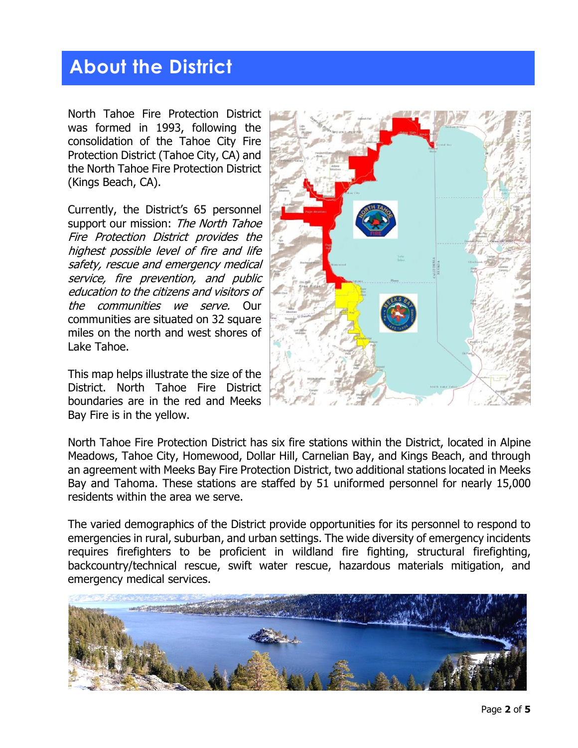# About the District

North Tahoe Fire Protection District was formed in 1993, following the consolidation of the Tahoe City Fire Protection District (Tahoe City, CA) and the North Tahoe Fire Protection District (Kings Beach, CA).

Currently, the District's 65 personnel support our mission: *The North Tahoe Fire Protection District provides the highest possible level of fire and life safety, rescue and emergency medical service, fire prevention, and public education to the citizens and visitors of the communities we serve.* Our communities are situated on 32 square miles on the north and west shores of Lake Tahoe.

This map helps illustrate the size of the District. North Tahoe Fire District boundaries are in the red and Meeks Bay Fire is in the yellow.

North Tahoe Fire Protection District has six fire stations within the District, located in Alpine Meadows, Tahoe City, Homewood, Dollar Hill, Carnelian Bay, and Kings Beach, and through an agreement with Meeks Bay Fire Protection District, two additional stations located in Meeks Bay and Tahoma. These stations are staffed by 51 uniformed personnel for nearly 15,000 residents within the area we serve.

The varied demographics of the District provide opportunities for its personnel to respond to emergencies in rural, suburban, and urban settings. The wide diversity of emergency incidents requires firefighters to be proficient in wildland fire fighting, structural firefighting, backcountry/technical rescue, swift water rescue, hazardous materials mitigation, and emergency medical services.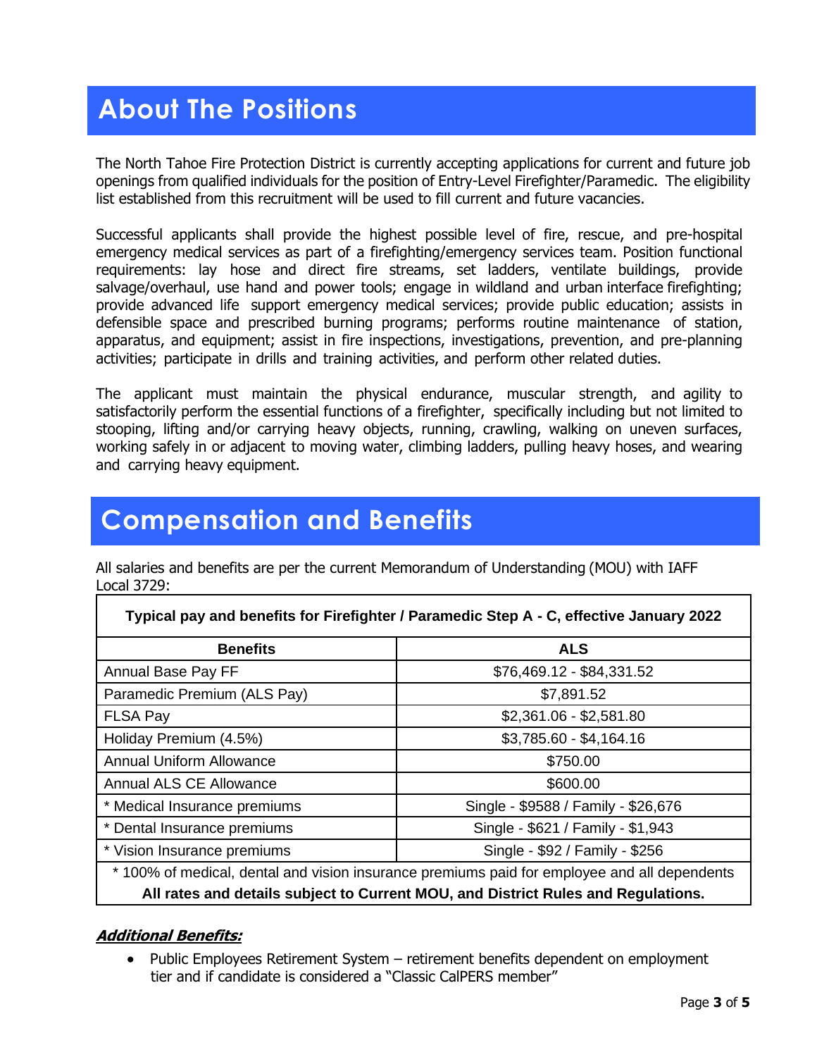## About The Positions

The North Tahoe Fire Protection District is currently accepting applications for current and future job openings from qualified individuals for the position of Entry-Level Firefighter/Paramedic. The eligibility list established from this recruitment will be used to fill current and future vacancies.

Successful applicants shall provide the highest possible level of fire, rescue, and pre-hospital emergency medical services as part of a firefighting/emergency services team. Position functional requirements: lay hose and direct fire streams, set ladders, ventilate buildings, provide salvage/overhaul, use hand and power tools; engage in wildland and urban interface firefighting; provide advanced life support emergency medical services; provide public education; assists in defensible space and prescribed burning programs; performs routine maintenance of station, apparatus, and equipment; assist in fire inspections, investigations, prevention, and pre-planning activities; participate in drills and training activities, and perform other related duties.

The applicant must maintain the physical endurance, muscular strength, and agility to satisfactorily perform the essential functions of a firefighter, specifically including but not limited to stooping, lifting and/or carrying heavy objects, running, crawling, walking on uneven surfaces, working safely in or adjacent to moving water, climbing ladders, pulling heavy hoses, and wearing and carrying heavy equipment.

## Compensation and Benefits

All salaries and benefits are per the current Memorandum of Understanding (MOU) with IAFF Local 3729:

**Typical pay and benefits for Firefighter / Paramedic Step A - C, effective January 2022**

| Benefits | ALS |
|---|---|
| Annual Base Pay FF | $76,469.12 - $84,331.52 |
| Paramedic Premium (ALS Pay) | $7,891.52 |
| FLSA Pay | $2,361.06 - $2,581.80 |
| Holiday Premium (4.5%) | $3,785.60 - $4,164.16 |
| Annual Uniform Allowance | $750.00 |
| Annual ALS CE Allowance | $600.00 |
| * Medical Insurance premiums | Single - $9588 / Family - $26,676 |
| * Dental Insurance premiums | Single - $621 / Family - $1,943 |
| * Vision Insurance premiums | Single - $92 / Family - $256 |

\* 100% of medical, dental and vision insurance premiums paid for employee and all dependents

**All rates and details subject to Current MOU, and District Rules and Regulations.**

***Additional Benefits:***

- Public Employees Retirement System – retirement benefits dependent on employment tier and if candidate is considered a "Classic CalPERS member"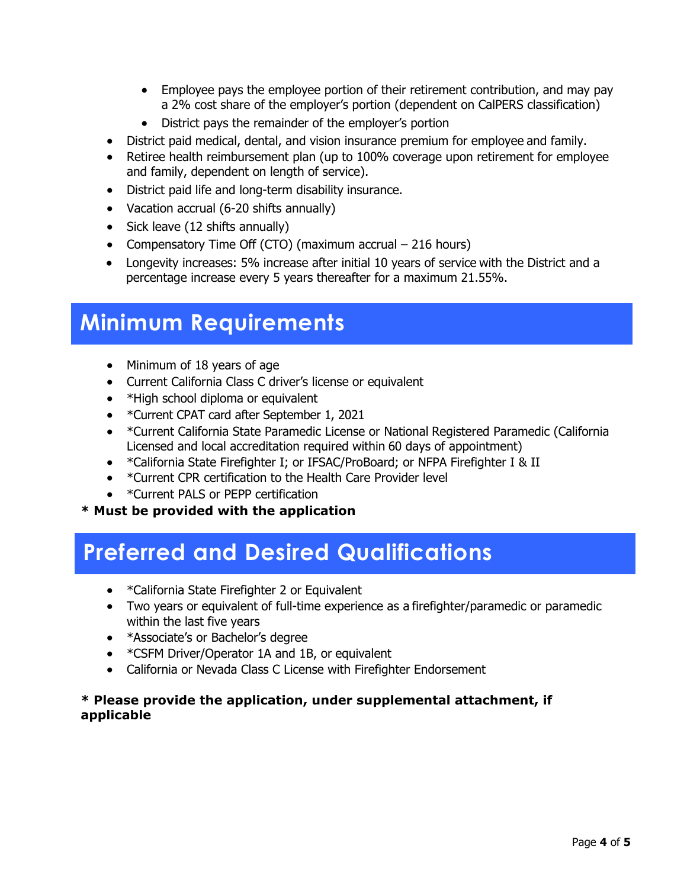- Employee pays the employee portion of their retirement contribution, and may pay a 2% cost share of the employer's portion (dependent on CalPERS classification)
  - District pays the remainder of the employer's portion
- District paid medical, dental, and vision insurance premium for employee and family.
- Retiree health reimbursement plan (up to 100% coverage upon retirement for employee and family, dependent on length of service).
- District paid life and long-term disability insurance.
- Vacation accrual (6-20 shifts annually)
- Sick leave (12 shifts annually)
- Compensatory Time Off (CTO) (maximum accrual – 216 hours)
- Longevity increases: 5% increase after initial 10 years of service with the District and a percentage increase every 5 years thereafter for a maximum 21.55%.

## Minimum Requirements

- Minimum of 18 years of age
- Current California Class C driver's license or equivalent
- *High school diploma or equivalent
- *Current CPAT card after September 1, 2021
- *Current California State Paramedic License or National Registered Paramedic (California Licensed and local accreditation required within 60 days of appointment)
- *California State Firefighter I; or IFSAC/ProBoard; or NFPA Firefighter I & II
- *Current CPR certification to the Health Care Provider level
- *Current PALS or PEPP certification

**\* Must be provided with the application**

## Preferred and Desired Qualifications

- *California State Firefighter 2 or Equivalent
- Two years or equivalent of full-time experience as a firefighter/paramedic or paramedic within the last five years
- *Associate's or Bachelor's degree
- *CSFM Driver/Operator 1A and 1B, or equivalent
- California or Nevada Class C License with Firefighter Endorsement

**\* Please provide the application, under supplemental attachment, if applicable**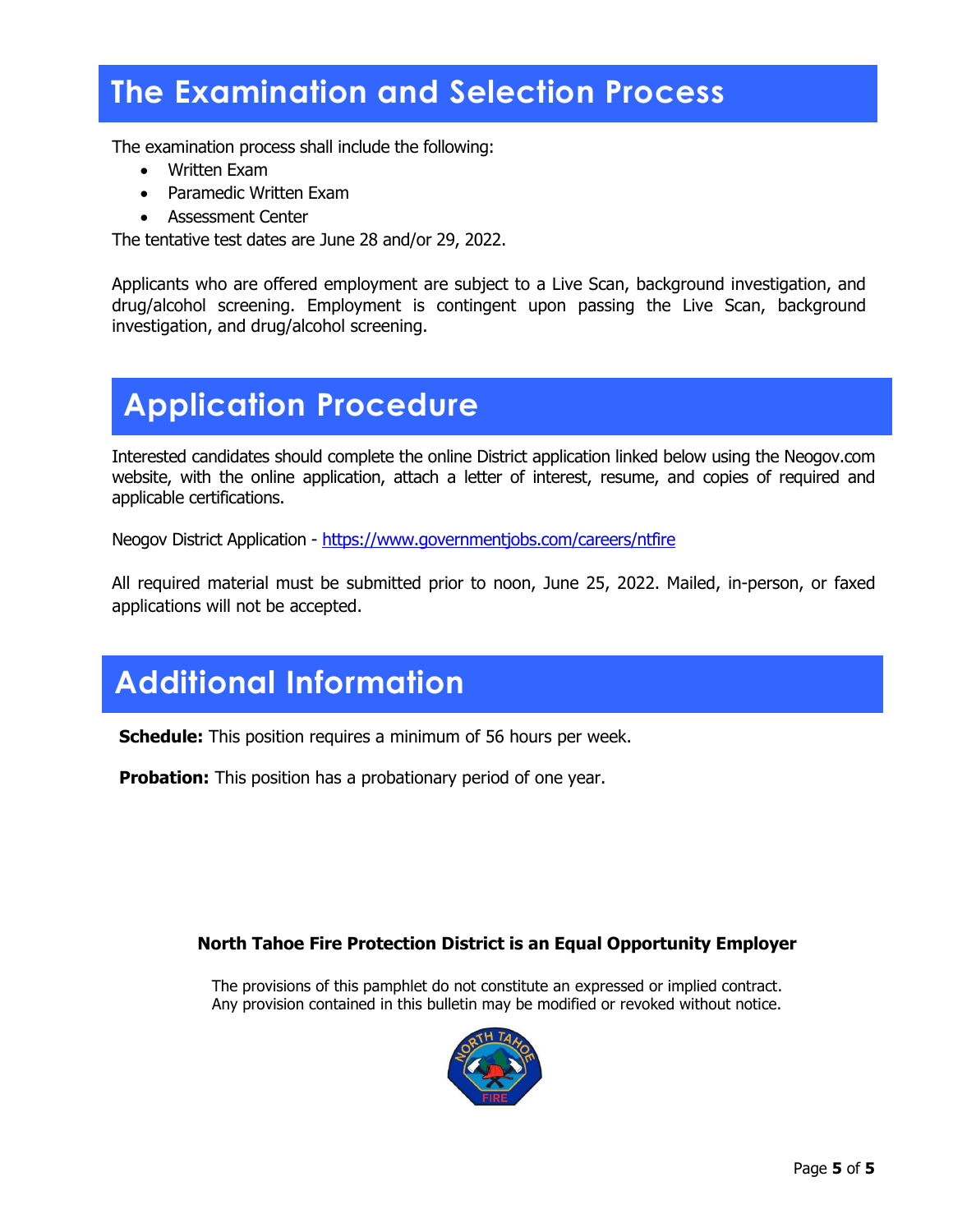# The Examination and Selection Process

The examination process shall include the following:

- Written Exam
- Paramedic Written Exam
- Assessment Center

The tentative test dates are June 28 and/or 29, 2022.

Applicants who are offered employment are subject to a Live Scan, background investigation, and drug/alcohol screening. Employment is contingent upon passing the Live Scan, background investigation, and drug/alcohol screening.

# Application Procedure

Interested candidates should complete the online District application linked below using the Neogov.com website, with the online application, attach a letter of interest, resume, and copies of required and applicable certifications.

Neogov District Application - [https://www.governmentjobs.com/careers/ntfire](https://www.governmentjobs.com/careers/ntfire)

All required material must be submitted prior to noon, June 25, 2022. Mailed, in-person, or faxed applications will not be accepted.

# Additional Information

**Schedule:** This position requires a minimum of 56 hours per week.

**Probation:** This position has a probationary period of one year.

**North Tahoe Fire Protection District is an Equal Opportunity Employer**

The provisions of this pamphlet do not constitute an expressed or implied contract.
Any provision contained in this bulletin may be modified or revoked without notice.